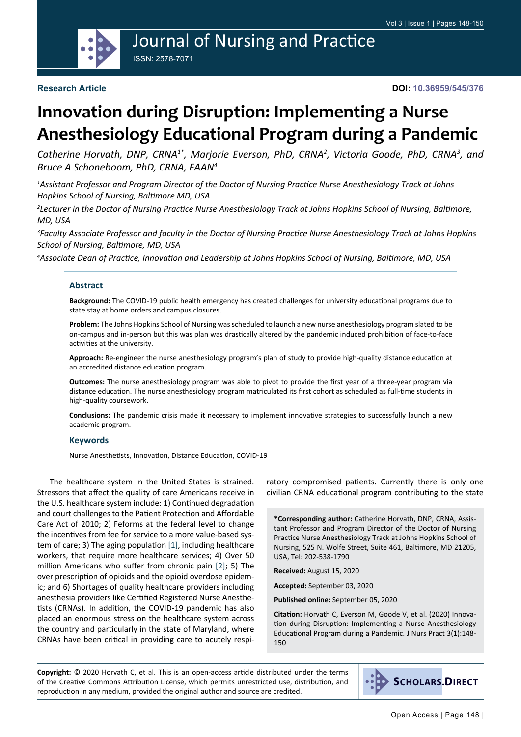Research Article

DOI: 10.36959/545/376

# Innovation during Disruption: Implementing a Nurse Anesthesiology Educational Program during a Pandemic

*Catherine Horvath, DNP, CRNA[1*], Marjorie Everson, PhD, CRNA[2], Victoria Goode, PhD, CRNA[3], and Bruce A Schoneboom, PhD, CRNA, FAAN[4]*

*[1]Assistant Professor and Program Director of the Doctor of Nursing Practice Nurse Anesthesiology Track at Johns Hopkins School of Nursing, Baltimore MD, USA*

*[2]Lecturer in the Doctor of Nursing Practice Nurse Anesthesiology Track at Johns Hopkins School of Nursing, Baltimore, MD, USA*

*[3]Faculty Associate Professor and faculty in the Doctor of Nursing Practice Nurse Anesthesiology Track at Johns Hopkins School of Nursing, Baltimore, MD, USA*

*[4]Associate Dean of Practice, Innovation and Leadership at Johns Hopkins School of Nursing, Baltimore, MD, USA*

## Abstract

**Background:** The COVID-19 public health emergency has created challenges for university educational programs due to state stay at home orders and campus closures.

**Problem:** The Johns Hopkins School of Nursing was scheduled to launch a new nurse anesthesiology program slated to be on-campus and in-person but this was plan was drastically altered by the pandemic induced prohibition of face-to-face activities at the university.

**Approach:** Re-engineer the nurse anesthesiology program's plan of study to provide high-quality distance education at an accredited distance education program.

**Outcomes:** The nurse anesthesiology program was able to pivot to provide the first year of a three-year program via distance education. The nurse anesthesiology program matriculated its first cohort as scheduled as full-time students in high-quality coursework.

**Conclusions:** The pandemic crisis made it necessary to implement innovative strategies to successfully launch a new academic program.

## Keywords

Nurse Anesthetists, Innovation, Distance Education, COVID-19

The healthcare system in the United States is strained. Stressors that affect the quality of care Americans receive in the U.S. healthcare system include: 1) Continued degradation and court challenges to the Patient Protection and Affordable Care Act of 2010; 2) Feforms at the federal level to change the incentives from fee for service to a more value-based system of care; 3) The aging population [1], including healthcare workers, that require more healthcare services; 4) Over 50 million Americans who suffer from chronic pain [2]; 5) The over prescription of opioids and the opioid overdose epidemic; and 6) Shortages of quality healthcare providers including anesthesia providers like Certified Registered Nurse Anesthetists (CRNAs). In addition, the COVID-19 pandemic has also placed an enormous stress on the healthcare system across the country and particularly in the state of Maryland, where CRNAs have been critical in providing care to acutely respiratory compromised patients. Currently there is only one civilian CRNA educational program contributing to the state

**\*Corresponding author:** Catherine Horvath, DNP, CRNA, Assistant Professor and Program Director of the Doctor of Nursing Practice Nurse Anesthesiology Track at Johns Hopkins School of Nursing, 525 N. Wolfe Street, Suite 461, Baltimore, MD 21205, USA, Tel: 202-538-1790

**Received:** August 15, 2020

**Accepted:** September 03, 2020

**Published online:** September 05, 2020

**Citation:** Horvath C, Everson M, Goode V, et al. (2020) Innovation during Disruption: Implementing a Nurse Anesthesiology Educational Program during a Pandemic. J Nurs Pract 3(1):148-150

**Copyright:** © 2020 Horvath C, et al. This is an open-access article distributed under the terms of the Creative Commons Attribution License, which permits unrestricted use, distribution, and reproduction in any medium, provided the original author and source are credited.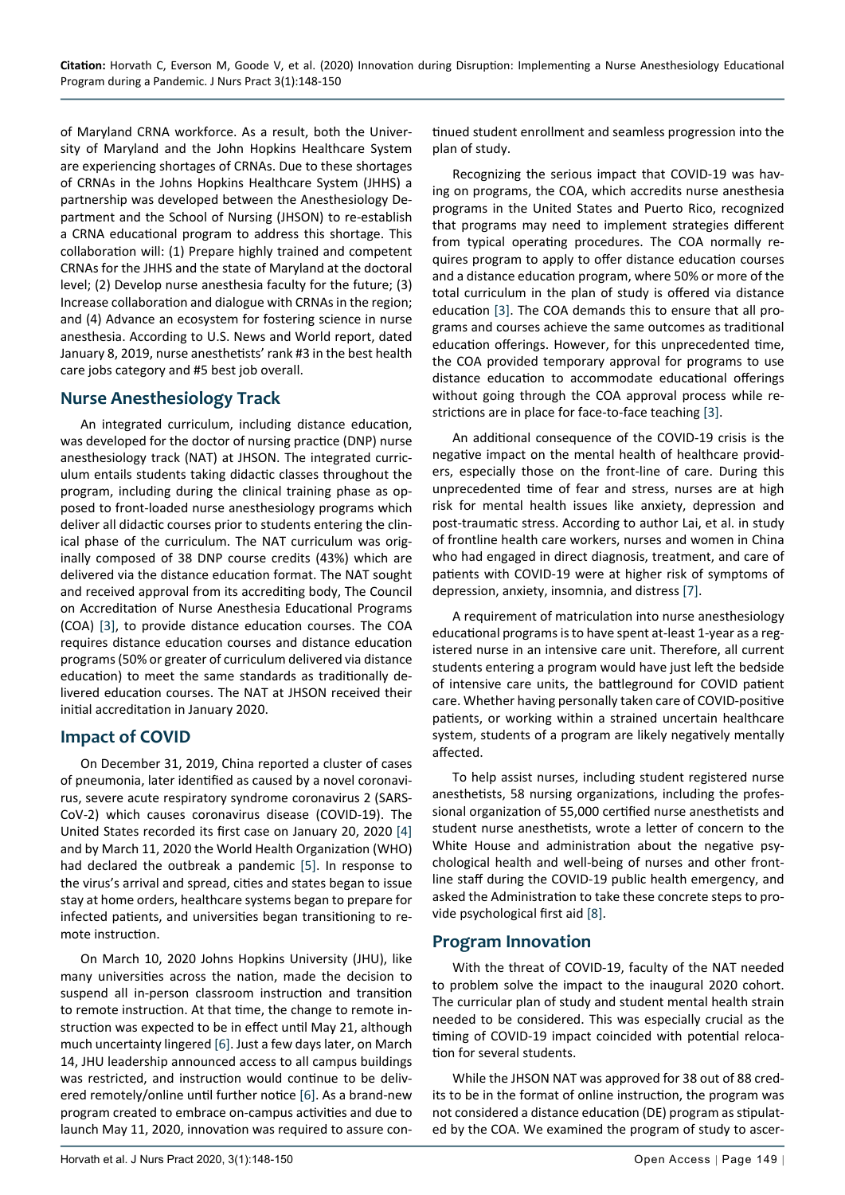of Maryland CRNA workforce. As a result, both the University of Maryland and the John Hopkins Healthcare System are experiencing shortages of CRNAs. Due to these shortages of CRNAs in the Johns Hopkins Healthcare System (JHHS) a partnership was developed between the Anesthesiology Department and the School of Nursing (JHSON) to re-establish a CRNA educational program to address this shortage. This collaboration will: (1) Prepare highly trained and competent CRNAs for the JHHS and the state of Maryland at the doctoral level; (2) Develop nurse anesthesia faculty for the future; (3) Increase collaboration and dialogue with CRNAs in the region; and (4) Advance an ecosystem for fostering science in nurse anesthesia. According to U.S. News and World report, dated January 8, 2019, nurse anesthetists' rank #3 in the best health care jobs category and #5 best job overall.

## Nurse Anesthesiology Track

An integrated curriculum, including distance education, was developed for the doctor of nursing practice (DNP) nurse anesthesiology track (NAT) at JHSON. The integrated curriculum entails students taking didactic classes throughout the program, including during the clinical training phase as opposed to front-loaded nurse anesthesiology programs which deliver all didactic courses prior to students entering the clinical phase of the curriculum. The NAT curriculum was originally composed of 38 DNP course credits (43%) which are delivered via the distance education format. The NAT sought and received approval from its accrediting body, The Council on Accreditation of Nurse Anesthesia Educational Programs (COA) [3], to provide distance education courses. The COA requires distance education courses and distance education programs (50% or greater of curriculum delivered via distance education) to meet the same standards as traditionally delivered education courses. The NAT at JHSON received their initial accreditation in January 2020.

## Impact of COVID

On December 31, 2019, China reported a cluster of cases of pneumonia, later identified as caused by a novel coronavirus, severe acute respiratory syndrome coronavirus 2 (SARS-CoV-2) which causes coronavirus disease (COVID-19). The United States recorded its first case on January 20, 2020 [4] and by March 11, 2020 the World Health Organization (WHO) had declared the outbreak a pandemic [5]. In response to the virus's arrival and spread, cities and states began to issue stay at home orders, healthcare systems began to prepare for infected patients, and universities began transitioning to remote instruction.

On March 10, 2020 Johns Hopkins University (JHU), like many universities across the nation, made the decision to suspend all in-person classroom instruction and transition to remote instruction. At that time, the change to remote instruction was expected to be in effect until May 21, although much uncertainty lingered [6]. Just a few days later, on March 14, JHU leadership announced access to all campus buildings was restricted, and instruction would continue to be delivered remotely/online until further notice [6]. As a brand-new program created to embrace on-campus activities and due to launch May 11, 2020, innovation was required to assure continued student enrollment and seamless progression into the plan of study.

Recognizing the serious impact that COVID-19 was having on programs, the COA, which accredits nurse anesthesia programs in the United States and Puerto Rico, recognized that programs may need to implement strategies different from typical operating procedures. The COA normally requires program to apply to offer distance education courses and a distance education program, where 50% or more of the total curriculum in the plan of study is offered via distance education [3]. The COA demands this to ensure that all programs and courses achieve the same outcomes as traditional education offerings. However, for this unprecedented time, the COA provided temporary approval for programs to use distance education to accommodate educational offerings without going through the COA approval process while restrictions are in place for face-to-face teaching [3].

An additional consequence of the COVID-19 crisis is the negative impact on the mental health of healthcare providers, especially those on the front-line of care. During this unprecedented time of fear and stress, nurses are at high risk for mental health issues like anxiety, depression and post-traumatic stress. According to author Lai, et al. in study of frontline health care workers, nurses and women in China who had engaged in direct diagnosis, treatment, and care of patients with COVID-19 were at higher risk of symptoms of depression, anxiety, insomnia, and distress [7].

A requirement of matriculation into nurse anesthesiology educational programs is to have spent at-least 1-year as a registered nurse in an intensive care unit. Therefore, all current students entering a program would have just left the bedside of intensive care units, the battleground for COVID patient care. Whether having personally taken care of COVID-positive patients, or working within a strained uncertain healthcare system, students of a program are likely negatively mentally affected.

To help assist nurses, including student registered nurse anesthetists, 58 nursing organizations, including the professional organization of 55,000 certified nurse anesthetists and student nurse anesthetists, wrote a letter of concern to the White House and administration about the negative psychological health and well-being of nurses and other frontline staff during the COVID-19 public health emergency, and asked the Administration to take these concrete steps to provide psychological first aid [8].

## Program Innovation

With the threat of COVID-19, faculty of the NAT needed to problem solve the impact to the inaugural 2020 cohort. The curricular plan of study and student mental health strain needed to be considered. This was especially crucial as the timing of COVID-19 impact coincided with potential relocation for several students.

While the JHSON NAT was approved for 38 out of 88 credits to be in the format of online instruction, the program was not considered a distance education (DE) program as stipulated by the COA. We examined the program of study to ascer-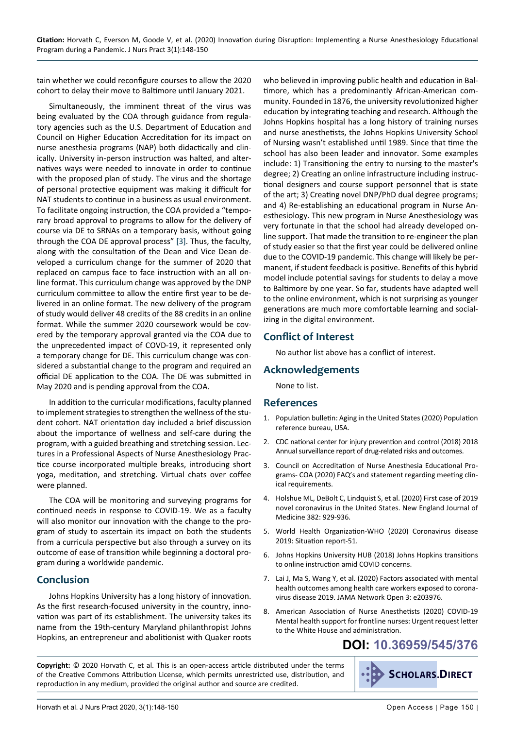tain whether we could reconfigure courses to allow the 2020 cohort to delay their move to Baltimore until January 2021.

Simultaneously, the imminent threat of the virus was being evaluated by the COA through guidance from regulatory agencies such as the U.S. Department of Education and Council on Higher Education Accreditation for its impact on nurse anesthesia programs (NAP) both didactically and clinically. University in-person instruction was halted, and alternatives ways were needed to innovate in order to continue with the proposed plan of study. The virus and the shortage of personal protective equipment was making it difficult for NAT students to continue in a business as usual environment. To facilitate ongoing instruction, the COA provided a "temporary broad approval to programs to allow for the delivery of course via DE to SRNAs on a temporary basis, without going through the COA DE approval process" [3]. Thus, the faculty, along with the consultation of the Dean and Vice Dean developed a curriculum change for the summer of 2020 that replaced on campus face to face instruction with an all online format. This curriculum change was approved by the DNP curriculum committee to allow the entire first year to be delivered in an online format. The new delivery of the program of study would deliver 48 credits of the 88 credits in an online format. While the summer 2020 coursework would be covered by the temporary approval granted via the COA due to the unprecedented impact of COVD-19, it represented only a temporary change for DE. This curriculum change was considered a substantial change to the program and required an official DE application to the COA. The DE was submitted in May 2020 and is pending approval from the COA.

In addition to the curricular modifications, faculty planned to implement strategies to strengthen the wellness of the student cohort. NAT orientation day included a brief discussion about the importance of wellness and self-care during the program, with a guided breathing and stretching session. Lectures in a Professional Aspects of Nurse Anesthesiology Practice course incorporated multiple breaks, introducing short yoga, meditation, and stretching. Virtual chats over coffee were planned.

The COA will be monitoring and surveying programs for continued needs in response to COVID-19. We as a faculty will also monitor our innovation with the change to the program of study to ascertain its impact on both the students from a curricula perspective but also through a survey on its outcome of ease of transition while beginning a doctoral program during a worldwide pandemic.

## Conclusion

Johns Hopkins University has a long history of innovation. As the first research-focused university in the country, innovation was part of its establishment. The university takes its name from the 19th-century Maryland philanthropist Johns Hopkins, an entrepreneur and abolitionist with Quaker roots who believed in improving public health and education in Baltimore, which has a predominantly African-American community. Founded in 1876, the university revolutionized higher education by integrating teaching and research. Although the Johns Hopkins hospital has a long history of training nurses and nurse anesthetists, the Johns Hopkins University School of Nursing wasn't established until 1989. Since that time the school has also been leader and innovator. Some examples include: 1) Transitioning the entry to nursing to the master's degree; 2) Creating an online infrastructure including instructional designers and course support personnel that is state of the art; 3) Creating novel DNP/PhD dual degree programs; and 4) Re-establishing an educational program in Nurse Anesthesiology. This new program in Nurse Anesthesiology was very fortunate in that the school had already developed online support. That made the transition to re-engineer the plan of study easier so that the first year could be delivered online due to the COVID-19 pandemic. This change will likely be permanent, if student feedback is positive. Benefits of this hybrid model include potential savings for students to delay a move to Baltimore by one year. So far, students have adapted well to the online environment, which is not surprising as younger generations are much more comfortable learning and socializing in the digital environment.

## Conflict of Interest

No author list above has a conflict of interest.

## Acknowledgements

None to list.

## References

1. Population bulletin: Aging in the United States (2020) Population reference bureau, USA.
2. CDC national center for injury prevention and control (2018) 2018 Annual surveillance report of drug-related risks and outcomes.
3. Council on Accreditation of Nurse Anesthesia Educational Programs- COA (2020) FAQ's and statement regarding meeting clinical requirements.
4. Holshue ML, DeBolt C, Lindquist S, et al. (2020) First case of 2019 novel coronavirus in the United States. New England Journal of Medicine 382: 929-936.
5. World Health Organization-WHO (2020) Coronavirus disease 2019: Situation report-51.
6. Johns Hopkins University HUB (2018) Johns Hopkins transitions to online instruction amid COVID concerns.
7. Lai J, Ma S, Wang Y, et al. (2020) Factors associated with mental health outcomes among health care workers exposed to coronavirus disease 2019. JAMA Network Open 3: e203976.
8. American Association of Nurse Anesthetists (2020) COVID-19 Mental health support for frontline nurses: Urgent request letter to the White House and administration.

**DOI: 10.36959/545/376**

**Copyright:** © 2020 Horvath C, et al. This is an open-access article distributed under the terms of the Creative Commons Attribution License, which permits unrestricted use, distribution, and reproduction in any medium, provided the original author and source are credited.